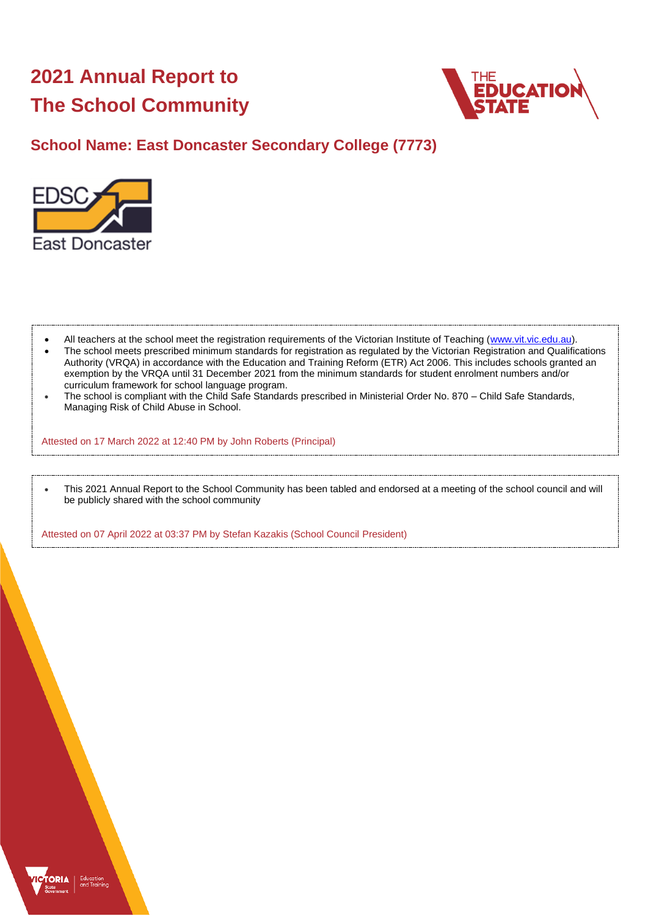# 2021 Annual Report to The School Community

## School Name: East Doncaster Secondary College (7773)

- All teachers at the school meet the registration requirements of the Victorian Institute of Teaching (www.vit.vic.edu.au).
- The school meets prescribed minimum standards for registration as regulated by the Victorian Registration and Qualifications Authority (VRQA) in accordance with the Education and Training Reform (ETR) Act 2006. This includes schools granted an exemption by the VRQA until 31 December 2021 from the minimum standards for student enrolment numbers and/or curriculum framework for school language program.
- The school is compliant with the Child Safe Standards prescribed in Ministerial Order No. 870 – Child Safe Standards, Managing Risk of Child Abuse in School.

Attested on 17 March 2022 at 12:40 PM by John Roberts (Principal)

- This 2021 Annual Report to the School Community has been tabled and endorsed at a meeting of the school council and will be publicly shared with the school community

Attested on 07 April 2022 at 03:37 PM by Stefan Kazakis (School Council President)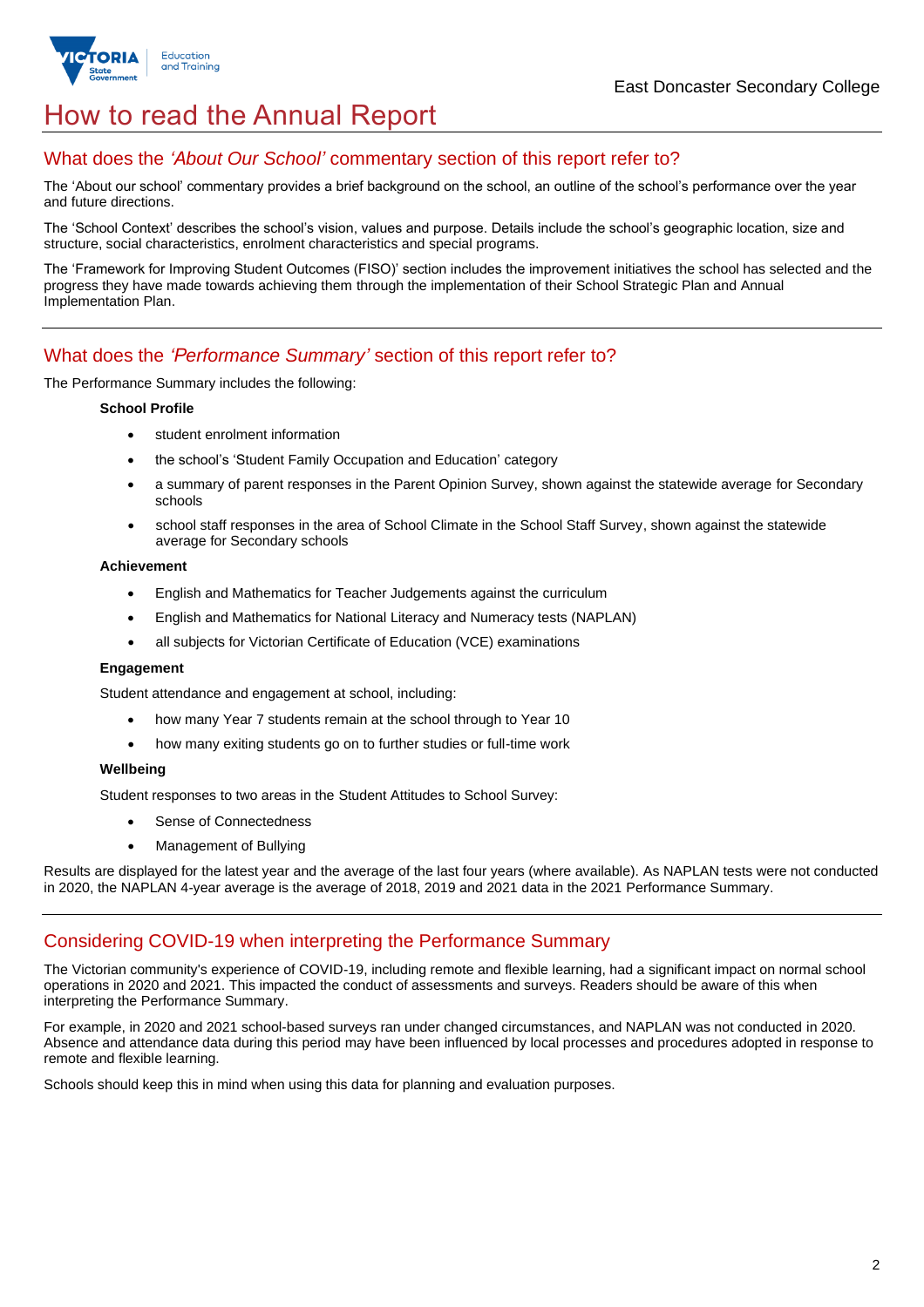# How to read the Annual Report

## What does the *'About Our School'* commentary section of this report refer to?

The 'About our school' commentary provides a brief background on the school, an outline of the school's performance over the year and future directions.

The 'School Context' describes the school's vision, values and purpose. Details include the school's geographic location, size and structure, social characteristics, enrolment characteristics and special programs.

The 'Framework for Improving Student Outcomes (FISO)' section includes the improvement initiatives the school has selected and the progress they have made towards achieving them through the implementation of their School Strategic Plan and Annual Implementation Plan.

## What does the *'Performance Summary'* section of this report refer to?

The Performance Summary includes the following:

**School Profile**

- student enrolment information
- the school's 'Student Family Occupation and Education' category
- a summary of parent responses in the Parent Opinion Survey, shown against the statewide average for Secondary schools
- school staff responses in the area of School Climate in the School Staff Survey, shown against the statewide average for Secondary schools

**Achievement**

- English and Mathematics for Teacher Judgements against the curriculum
- English and Mathematics for National Literacy and Numeracy tests (NAPLAN)
- all subjects for Victorian Certificate of Education (VCE) examinations

**Engagement**

Student attendance and engagement at school, including:

- how many Year 7 students remain at the school through to Year 10
- how many exiting students go on to further studies or full-time work

**Wellbeing**

Student responses to two areas in the Student Attitudes to School Survey:

- Sense of Connectedness
- Management of Bullying

Results are displayed for the latest year and the average of the last four years (where available). As NAPLAN tests were not conducted in 2020, the NAPLAN 4-year average is the average of 2018, 2019 and 2021 data in the 2021 Performance Summary.

## Considering COVID-19 when interpreting the Performance Summary

The Victorian community's experience of COVID-19, including remote and flexible learning, had a significant impact on normal school operations in 2020 and 2021. This impacted the conduct of assessments and surveys. Readers should be aware of this when interpreting the Performance Summary.

For example, in 2020 and 2021 school-based surveys ran under changed circumstances, and NAPLAN was not conducted in 2020. Absence and attendance data during this period may have been influenced by local processes and procedures adopted in response to remote and flexible learning.

Schools should keep this in mind when using this data for planning and evaluation purposes.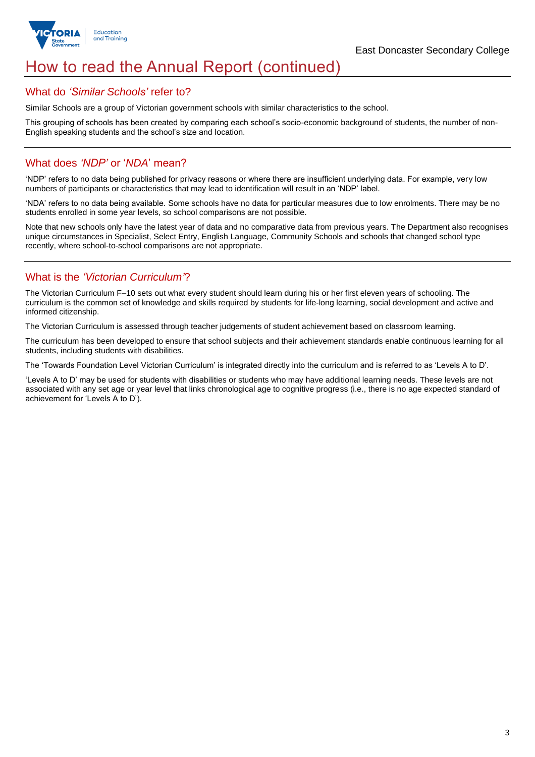# How to read the Annual Report (continued)

## What do *'Similar Schools'* refer to?

Similar Schools are a group of Victorian government schools with similar characteristics to the school.

This grouping of schools has been created by comparing each school's socio-economic background of students, the number of non-English speaking students and the school's size and location.

## What does *'NDP'* or '*NDA*' mean?

'NDP' refers to no data being published for privacy reasons or where there are insufficient underlying data. For example, very low numbers of participants or characteristics that may lead to identification will result in an 'NDP' label.

'NDA' refers to no data being available. Some schools have no data for particular measures due to low enrolments. There may be no students enrolled in some year levels, so school comparisons are not possible.

Note that new schools only have the latest year of data and no comparative data from previous years. The Department also recognises unique circumstances in Specialist, Select Entry, English Language, Community Schools and schools that changed school type recently, where school-to-school comparisons are not appropriate.

## What is the *'Victorian Curriculum'*?

The Victorian Curriculum F–10 sets out what every student should learn during his or her first eleven years of schooling. The curriculum is the common set of knowledge and skills required by students for life-long learning, social development and active and informed citizenship.

The Victorian Curriculum is assessed through teacher judgements of student achievement based on classroom learning.

The curriculum has been developed to ensure that school subjects and their achievement standards enable continuous learning for all students, including students with disabilities.

The 'Towards Foundation Level Victorian Curriculum' is integrated directly into the curriculum and is referred to as 'Levels A to D'.

'Levels A to D' may be used for students with disabilities or students who may have additional learning needs. These levels are not associated with any set age or year level that links chronological age to cognitive progress (i.e., there is no age expected standard of achievement for 'Levels A to D').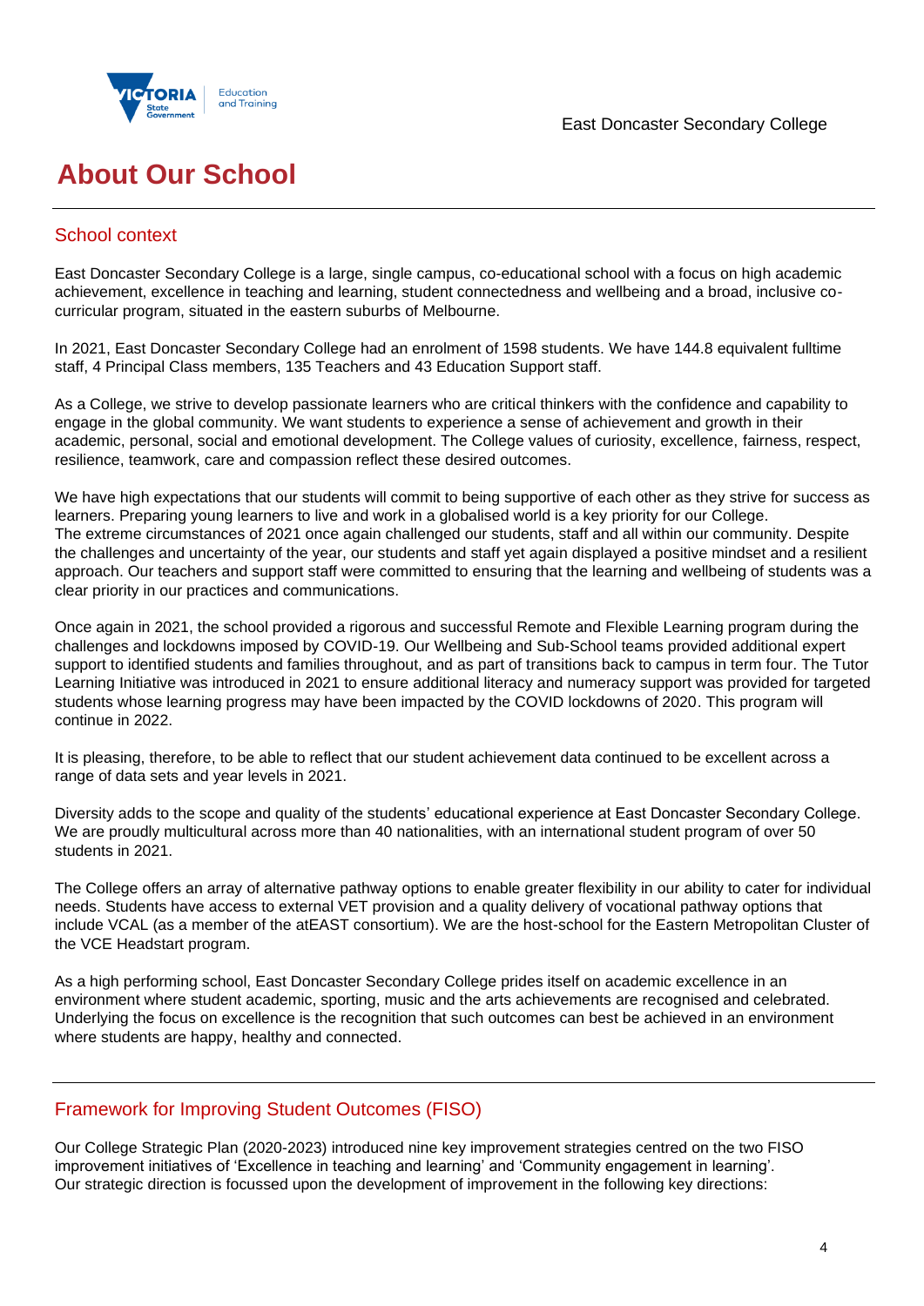# About Our School

## School context

East Doncaster Secondary College is a large, single campus, co-educational school with a focus on high academic achievement, excellence in teaching and learning, student connectedness and wellbeing and a broad, inclusive co-curricular program, situated in the eastern suburbs of Melbourne.

In 2021, East Doncaster Secondary College had an enrolment of 1598 students. We have 144.8 equivalent fulltime staff, 4 Principal Class members, 135 Teachers and 43 Education Support staff.

As a College, we strive to develop passionate learners who are critical thinkers with the confidence and capability to engage in the global community. We want students to experience a sense of achievement and growth in their academic, personal, social and emotional development. The College values of curiosity, excellence, fairness, respect, resilience, teamwork, care and compassion reflect these desired outcomes.

We have high expectations that our students will commit to being supportive of each other as they strive for success as learners. Preparing young learners to live and work in a globalised world is a key priority for our College.
The extreme circumstances of 2021 once again challenged our students, staff and all within our community. Despite the challenges and uncertainty of the year, our students and staff yet again displayed a positive mindset and a resilient approach. Our teachers and support staff were committed to ensuring that the learning and wellbeing of students was a clear priority in our practices and communications.

Once again in 2021, the school provided a rigorous and successful Remote and Flexible Learning program during the challenges and lockdowns imposed by COVID-19. Our Wellbeing and Sub-School teams provided additional expert support to identified students and families throughout, and as part of transitions back to campus in term four. The Tutor Learning Initiative was introduced in 2021 to ensure additional literacy and numeracy support was provided for targeted students whose learning progress may have been impacted by the COVID lockdowns of 2020. This program will continue in 2022.

It is pleasing, therefore, to be able to reflect that our student achievement data continued to be excellent across a range of data sets and year levels in 2021.

Diversity adds to the scope and quality of the students' educational experience at East Doncaster Secondary College. We are proudly multicultural across more than 40 nationalities, with an international student program of over 50 students in 2021.

The College offers an array of alternative pathway options to enable greater flexibility in our ability to cater for individual needs. Students have access to external VET provision and a quality delivery of vocational pathway options that include VCAL (as a member of the atEAST consortium). We are the host-school for the Eastern Metropolitan Cluster of the VCE Headstart program.

As a high performing school, East Doncaster Secondary College prides itself on academic excellence in an environment where student academic, sporting, music and the arts achievements are recognised and celebrated. Underlying the focus on excellence is the recognition that such outcomes can best be achieved in an environment where students are happy, healthy and connected.

## Framework for Improving Student Outcomes (FISO)

Our College Strategic Plan (2020-2023) introduced nine key improvement strategies centred on the two FISO improvement initiatives of 'Excellence in teaching and learning' and 'Community engagement in learning'.
Our strategic direction is focussed upon the development of improvement in the following key directions: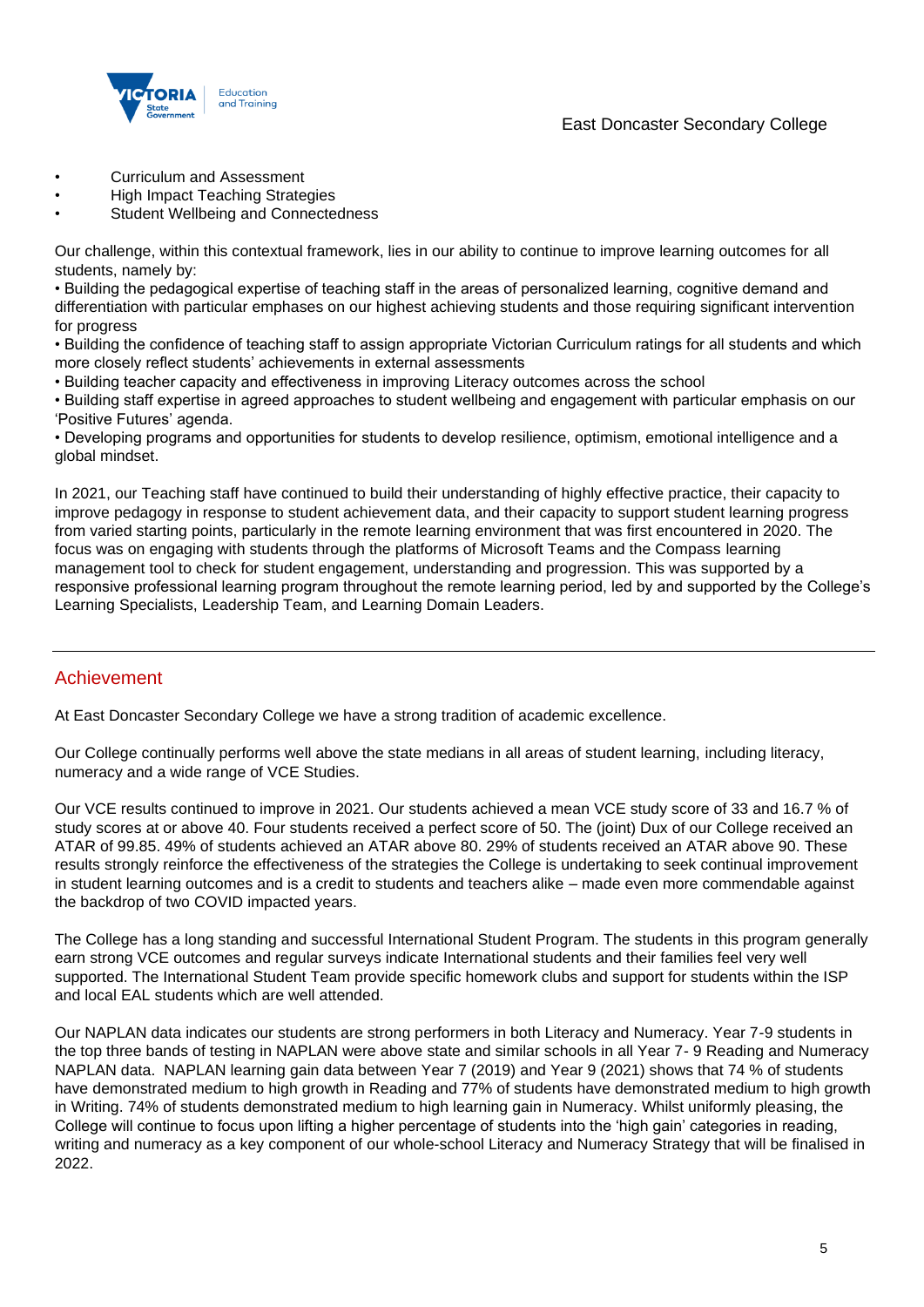- Curriculum and Assessment
- High Impact Teaching Strategies
- Student Wellbeing and Connectedness

Our challenge, within this contextual framework, lies in our ability to continue to improve learning outcomes for all students, namely by:

• Building the pedagogical expertise of teaching staff in the areas of personalized learning, cognitive demand and differentiation with particular emphases on our highest achieving students and those requiring significant intervention for progress

• Building the confidence of teaching staff to assign appropriate Victorian Curriculum ratings for all students and which more closely reflect students' achievements in external assessments

• Building teacher capacity and effectiveness in improving Literacy outcomes across the school

• Building staff expertise in agreed approaches to student wellbeing and engagement with particular emphasis on our 'Positive Futures' agenda.

• Developing programs and opportunities for students to develop resilience, optimism, emotional intelligence and a global mindset.

In 2021, our Teaching staff have continued to build their understanding of highly effective practice, their capacity to improve pedagogy in response to student achievement data, and their capacity to support student learning progress from varied starting points, particularly in the remote learning environment that was first encountered in 2020. The focus was on engaging with students through the platforms of Microsoft Teams and the Compass learning management tool to check for student engagement, understanding and progression. This was supported by a responsive professional learning program throughout the remote learning period, led by and supported by the College's Learning Specialists, Leadership Team, and Learning Domain Leaders.

## Achievement

At East Doncaster Secondary College we have a strong tradition of academic excellence.

Our College continually performs well above the state medians in all areas of student learning, including literacy, numeracy and a wide range of VCE Studies.

Our VCE results continued to improve in 2021. Our students achieved a mean VCE study score of 33 and 16.7 % of study scores at or above 40. Four students received a perfect score of 50. The (joint) Dux of our College received an ATAR of 99.85. 49% of students achieved an ATAR above 80. 29% of students received an ATAR above 90. These results strongly reinforce the effectiveness of the strategies the College is undertaking to seek continual improvement in student learning outcomes and is a credit to students and teachers alike – made even more commendable against the backdrop of two COVID impacted years.

The College has a long standing and successful International Student Program. The students in this program generally earn strong VCE outcomes and regular surveys indicate International students and their families feel very well supported. The International Student Team provide specific homework clubs and support for students within the ISP and local EAL students which are well attended.

Our NAPLAN data indicates our students are strong performers in both Literacy and Numeracy. Year 7-9 students in the top three bands of testing in NAPLAN were above state and similar schools in all Year 7- 9 Reading and Numeracy NAPLAN data. NAPLAN learning gain data between Year 7 (2019) and Year 9 (2021) shows that 74 % of students have demonstrated medium to high growth in Reading and 77% of students have demonstrated medium to high growth in Writing. 74% of students demonstrated medium to high learning gain in Numeracy. Whilst uniformly pleasing, the College will continue to focus upon lifting a higher percentage of students into the 'high gain' categories in reading, writing and numeracy as a key component of our whole-school Literacy and Numeracy Strategy that will be finalised in 2022.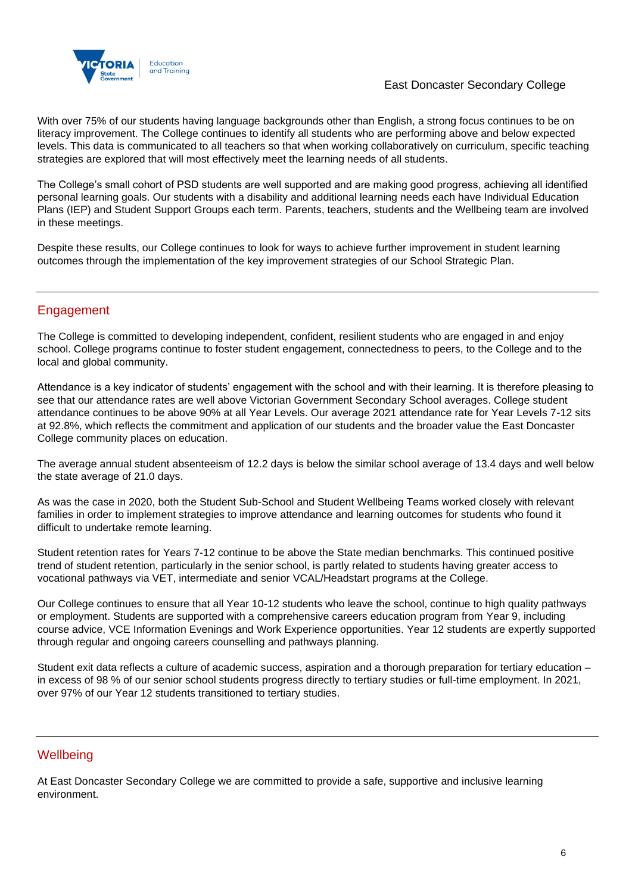With over 75% of our students having language backgrounds other than English, a strong focus continues to be on literacy improvement. The College continues to identify all students who are performing above and below expected levels. This data is communicated to all teachers so that when working collaboratively on curriculum, specific teaching strategies are explored that will most effectively meet the learning needs of all students.

The College's small cohort of PSD students are well supported and are making good progress, achieving all identified personal learning goals. Our students with a disability and additional learning needs each have Individual Education Plans (IEP) and Student Support Groups each term. Parents, teachers, students and the Wellbeing team are involved in these meetings.

Despite these results, our College continues to look for ways to achieve further improvement in student learning outcomes through the implementation of the key improvement strategies of our School Strategic Plan.

## Engagement

The College is committed to developing independent, confident, resilient students who are engaged in and enjoy school. College programs continue to foster student engagement, connectedness to peers, to the College and to the local and global community.

Attendance is a key indicator of students' engagement with the school and with their learning. It is therefore pleasing to see that our attendance rates are well above Victorian Government Secondary School averages. College student attendance continues to be above 90% at all Year Levels. Our average 2021 attendance rate for Year Levels 7-12 sits at 92.8%, which reflects the commitment and application of our students and the broader value the East Doncaster College community places on education.

The average annual student absenteeism of 12.2 days is below the similar school average of 13.4 days and well below the state average of 21.0 days.

As was the case in 2020, both the Student Sub-School and Student Wellbeing Teams worked closely with relevant families in order to implement strategies to improve attendance and learning outcomes for students who found it difficult to undertake remote learning.

Student retention rates for Years 7-12 continue to be above the State median benchmarks. This continued positive trend of student retention, particularly in the senior school, is partly related to students having greater access to vocational pathways via VET, intermediate and senior VCAL/Headstart programs at the College.

Our College continues to ensure that all Year 10-12 students who leave the school, continue to high quality pathways or employment. Students are supported with a comprehensive careers education program from Year 9, including course advice, VCE Information Evenings and Work Experience opportunities. Year 12 students are expertly supported through regular and ongoing careers counselling and pathways planning.

Student exit data reflects a culture of academic success, aspiration and a thorough preparation for tertiary education – in excess of 98 % of our senior school students progress directly to tertiary studies or full-time employment. In 2021, over 97% of our Year 12 students transitioned to tertiary studies.

## Wellbeing

At East Doncaster Secondary College we are committed to provide a safe, supportive and inclusive learning environment.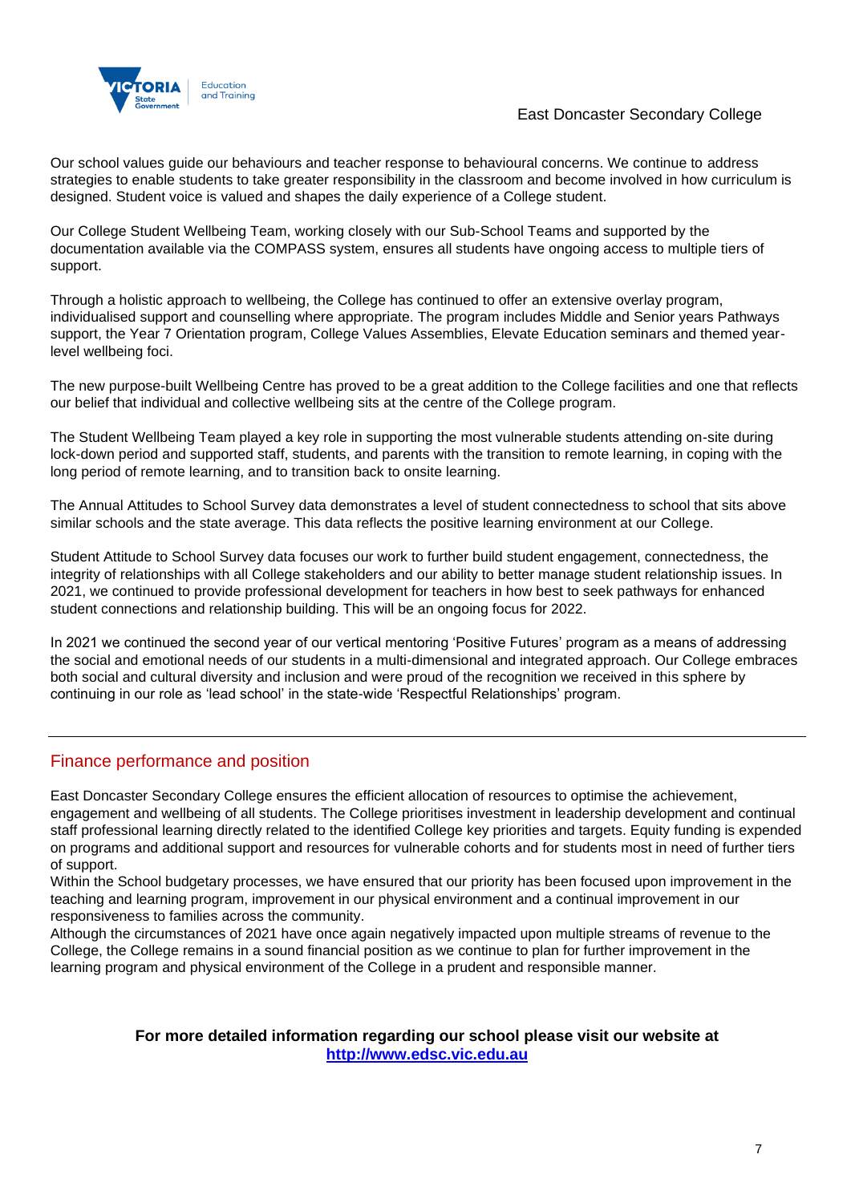Our school values guide our behaviours and teacher response to behavioural concerns. We continue to address strategies to enable students to take greater responsibility in the classroom and become involved in how curriculum is designed. Student voice is valued and shapes the daily experience of a College student.

Our College Student Wellbeing Team, working closely with our Sub-School Teams and supported by the documentation available via the COMPASS system, ensures all students have ongoing access to multiple tiers of support.

Through a holistic approach to wellbeing, the College has continued to offer an extensive overlay program, individualised support and counselling where appropriate. The program includes Middle and Senior years Pathways support, the Year 7 Orientation program, College Values Assemblies, Elevate Education seminars and themed year-level wellbeing foci.

The new purpose-built Wellbeing Centre has proved to be a great addition to the College facilities and one that reflects our belief that individual and collective wellbeing sits at the centre of the College program.

The Student Wellbeing Team played a key role in supporting the most vulnerable students attending on-site during lock-down period and supported staff, students, and parents with the transition to remote learning, in coping with the long period of remote learning, and to transition back to onsite learning.

The Annual Attitudes to School Survey data demonstrates a level of student connectedness to school that sits above similar schools and the state average. This data reflects the positive learning environment at our College.

Student Attitude to School Survey data focuses our work to further build student engagement, connectedness, the integrity of relationships with all College stakeholders and our ability to better manage student relationship issues. In 2021, we continued to provide professional development for teachers in how best to seek pathways for enhanced student connections and relationship building. This will be an ongoing focus for 2022.

In 2021 we continued the second year of our vertical mentoring 'Positive Futures' program as a means of addressing the social and emotional needs of our students in a multi-dimensional and integrated approach. Our College embraces both social and cultural diversity and inclusion and were proud of the recognition we received in this sphere by continuing in our role as 'lead school' in the state-wide 'Respectful Relationships' program.

---

## Finance performance and position

East Doncaster Secondary College ensures the efficient allocation of resources to optimise the achievement, engagement and wellbeing of all students. The College prioritises investment in leadership development and continual staff professional learning directly related to the identified College key priorities and targets. Equity funding is expended on programs and additional support and resources for vulnerable cohorts and for students most in need of further tiers of support.

Within the School budgetary processes, we have ensured that our priority has been focused upon improvement in the teaching and learning program, improvement in our physical environment and a continual improvement in our responsiveness to families across the community.

Although the circumstances of 2021 have once again negatively impacted upon multiple streams of revenue to the College, the College remains in a sound financial position as we continue to plan for further improvement in the learning program and physical environment of the College in a prudent and responsible manner.

**For more detailed information regarding our school please visit our website at [http://www.edsc.vic.edu.au](http://www.edsc.vic.edu.au)**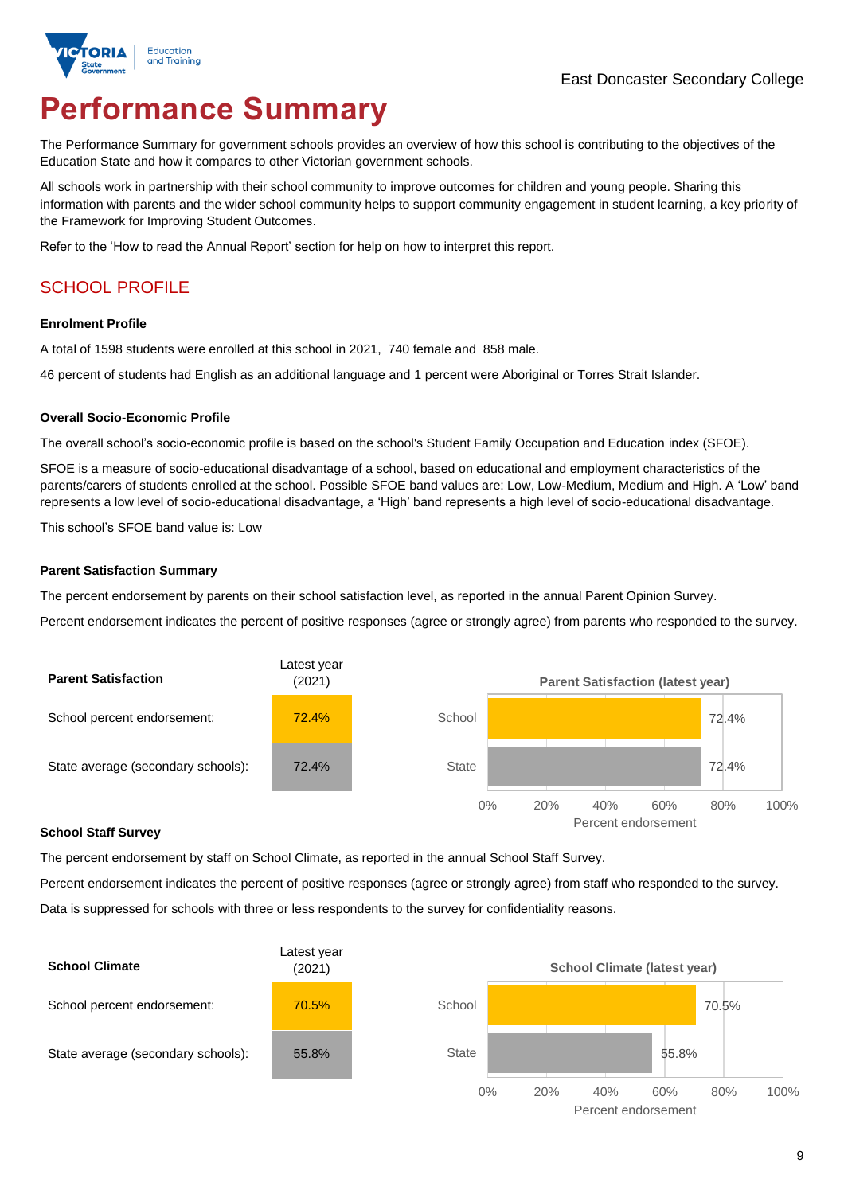East Doncaster Secondary College

# Performance Summary

The Performance Summary for government schools provides an overview of how this school is contributing to the objectives of the Education State and how it compares to other Victorian government schools.

All schools work in partnership with their school community to improve outcomes for children and young people. Sharing this information with parents and the wider school community helps to support community engagement in student learning, a key priority of the Framework for Improving Student Outcomes.

Refer to the 'How to read the Annual Report' section for help on how to interpret this report.

## SCHOOL PROFILE

### Enrolment Profile

A total of 1598 students were enrolled at this school in 2021, 740 female and 858 male.

46 percent of students had English as an additional language and 1 percent were Aboriginal or Torres Strait Islander.

### Overall Socio-Economic Profile

The overall school's socio-economic profile is based on the school's Student Family Occupation and Education index (SFOE).

SFOE is a measure of socio-educational disadvantage of a school, based on educational and employment characteristics of the parents/carers of students enrolled at the school. Possible SFOE band values are: Low, Low-Medium, Medium and High. A 'Low' band represents a low level of socio-educational disadvantage, a 'High' band represents a high level of socio-educational disadvantage.

This school's SFOE band value is: Low

### Parent Satisfaction Summary

The percent endorsement by parents on their school satisfaction level, as reported in the annual Parent Opinion Survey.

Percent endorsement indicates the percent of positive responses (agree or strongly agree) from parents who responded to the survey.

| Parent Satisfaction | Latest year (2021) |
|---|---|
| School percent endorsement: | 72.4% |
| State average (secondary schools): | 72.4% |

Parent Satisfaction (latest year)

| | Percent endorsement |
|---|---|
| School | 72.4% |
| State | 72.4% |

### School Staff Survey

The percent endorsement by staff on School Climate, as reported in the annual School Staff Survey.

Percent endorsement indicates the percent of positive responses (agree or strongly agree) from staff who responded to the survey.

Data is suppressed for schools with three or less respondents to the survey for confidentiality reasons.

| School Climate | Latest year (2021) |
|---|---|
| School percent endorsement: | 70.5% |
| State average (secondary schools): | 55.8% |

School Climate (latest year)

| | Percent endorsement |
|---|---|
| School | 70.5% |
| State | 55.8% |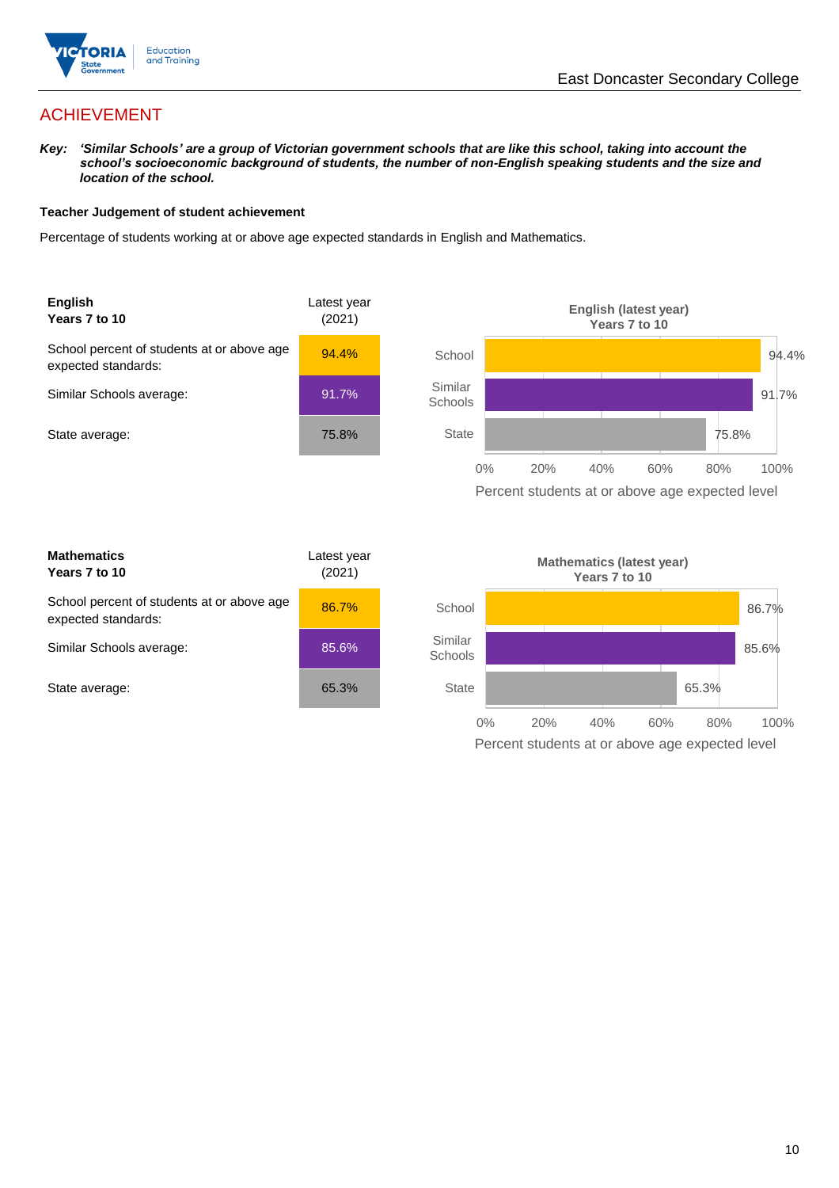## ACHIEVEMENT

***Key:*** ***'Similar Schools' are a group of Victorian government schools that are like this school, taking into account the school's socioeconomic background of students, the number of non-English speaking students and the size and location of the school.***

**Teacher Judgement of student achievement**

Percentage of students working at or above age expected standards in English and Mathematics.

| **English**<br>**Years 7 to 10** | Latest year (2021) |
|---|---|
| School percent of students at or above age expected standards: | 94.4% |
| Similar Schools average: | 91.7% |
| State average: | 75.8% |

**English (latest year)**
**Years 7 to 10**

| | Percent students at or above age expected level |
|---|---|
| School | 94.4% |
| Similar Schools | 91.7% |
| State | 75.8% |

| **Mathematics**<br>**Years 7 to 10** | Latest year (2021) |
|---|---|
| School percent of students at or above age expected standards: | 86.7% |
| Similar Schools average: | 85.6% |
| State average: | 65.3% |

**Mathematics (latest year)**
**Years 7 to 10**

| | Percent students at or above age expected level |
|---|---|
| School | 86.7% |
| Similar Schools | 85.6% |
| State | 65.3% |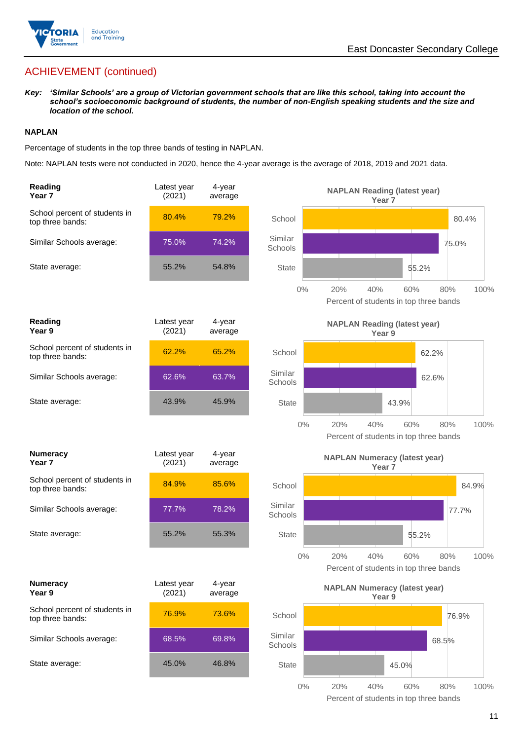## ACHIEVEMENT (continued)

***Key:** 'Similar Schools' are a group of Victorian government schools that are like this school, taking into account the school's socioeconomic background of students, the number of non-English speaking students and the size and location of the school.*

### NAPLAN

Percentage of students in the top three bands of testing in NAPLAN.

Note: NAPLAN tests were not conducted in 2020, hence the 4-year average is the average of 2018, 2019 and 2021 data.

| **Reading Year 7** | Latest year (2021) | 4-year average |
|---|---|---|
| School percent of students in top three bands: | 80.4% | 79.2% |
| Similar Schools average: | 75.0% | 74.2% |
| State average: | 55.2% | 54.8% |

**NAPLAN Reading (latest year) Year 7**

| | Percent of students in top three bands |
|---|---|
| School | 80.4% |
| Similar Schools | 75.0% |
| State | 55.2% |

| **Reading Year 9** | Latest year (2021) | 4-year average |
|---|---|---|
| School percent of students in top three bands: | 62.2% | 65.2% |
| Similar Schools average: | 62.6% | 63.7% |
| State average: | 43.9% | 45.9% |

**NAPLAN Reading (latest year) Year 9**

| | Percent of students in top three bands |
|---|---|
| School | 62.2% |
| Similar Schools | 62.6% |
| State | 43.9% |

| **Numeracy Year 7** | Latest year (2021) | 4-year average |
|---|---|---|
| School percent of students in top three bands: | 84.9% | 85.6% |
| Similar Schools average: | 77.7% | 78.2% |
| State average: | 55.2% | 55.3% |

**NAPLAN Numeracy (latest year) Year 7**

| | Percent of students in top three bands |
|---|---|
| School | 84.9% |
| Similar Schools | 77.7% |
| State | 55.2% |

| **Numeracy Year 9** | Latest year (2021) | 4-year average |
|---|---|---|
| School percent of students in top three bands: | 76.9% | 73.6% |
| Similar Schools average: | 68.5% | 69.8% |
| State average: | 45.0% | 46.8% |

**NAPLAN Numeracy (latest year) Year 9**

| | Percent of students in top three bands |
|---|---|
| School | 76.9% |
| Similar Schools | 68.5% |
| State | 45.0% |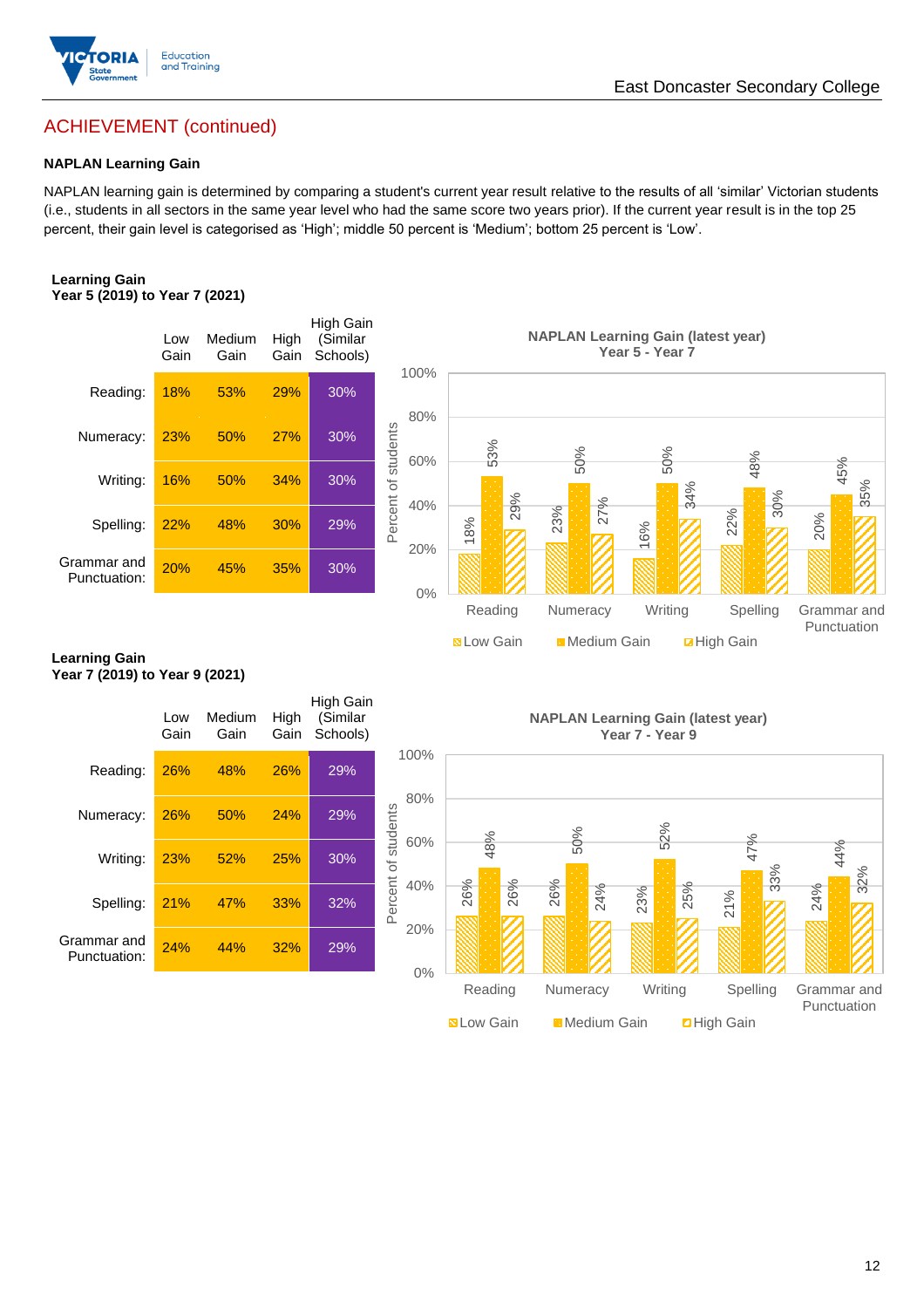## ACHIEVEMENT (continued)

**NAPLAN Learning Gain**

NAPLAN learning gain is determined by comparing a student's current year result relative to the results of all 'similar' Victorian students (i.e., students in all sectors in the same year level who had the same score two years prior). If the current year result is in the top 25 percent, their gain level is categorised as 'High'; middle 50 percent is 'Medium'; bottom 25 percent is 'Low'.

**Learning Gain**
**Year 5 (2019) to Year 7 (2021)**

| | Low Gain | Medium Gain | High Gain | High Gain (Similar Schools) |
|---|---|---|---|---|
| Reading: | 18% | 53% | 29% | 30% |
| Numeracy: | 23% | 50% | 27% | 30% |
| Writing: | 16% | 50% | 34% | 30% |
| Spelling: | 22% | 48% | 30% | 29% |
| Grammar and Punctuation: | 20% | 45% | 35% | 30% |

**NAPLAN Learning Gain (latest year)**
**Year 5 - Year 7**

| | Low Gain | Medium Gain | High Gain |
|---|---|---|---|
| Reading | 18% | 53% | 29% |
| Numeracy | 23% | 50% | 27% |
| Writing | 16% | 50% | 34% |
| Spelling | 22% | 48% | 30% |
| Grammar and Punctuation | 20% | 45% | 35% |

**Learning Gain**
**Year 7 (2019) to Year 9 (2021)**

| | Low Gain | Medium Gain | High Gain | High Gain (Similar Schools) |
|---|---|---|---|---|
| Reading: | 26% | 48% | 26% | 29% |
| Numeracy: | 26% | 50% | 24% | 29% |
| Writing: | 23% | 52% | 25% | 30% |
| Spelling: | 21% | 47% | 33% | 32% |
| Grammar and Punctuation: | 24% | 44% | 32% | 29% |

**NAPLAN Learning Gain (latest year)**
**Year 7 - Year 9**

| | Low Gain | Medium Gain | High Gain |
|---|---|---|---|
| Reading | 26% | 48% | 26% |
| Numeracy | 26% | 50% | 24% |
| Writing | 23% | 52% | 25% |
| Spelling | 21% | 47% | 33% |
| Grammar and Punctuation | 24% | 44% | 32% |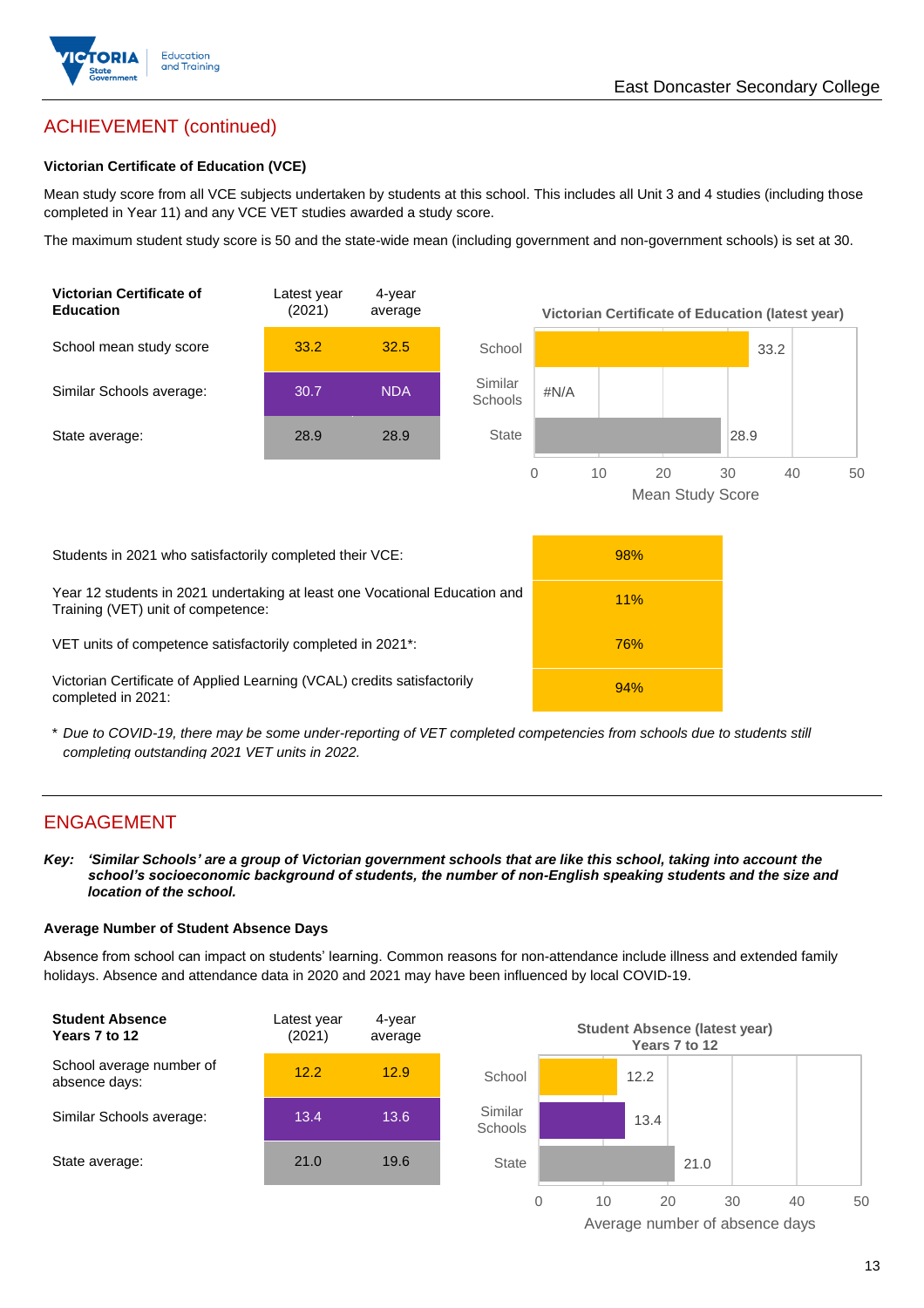## ACHIEVEMENT (continued)

### Victorian Certificate of Education (VCE)

Mean study score from all VCE subjects undertaken by students at this school. This includes all Unit 3 and 4 studies (including those completed in Year 11) and any VCE VET studies awarded a study score.

The maximum student study score is 50 and the state-wide mean (including government and non-government schools) is set at 30.

| Victorian Certificate of Education | Latest year (2021) | 4-year average |
|---|---|---|
| School mean study score | 33.2 | 32.5 |
| Similar Schools average: | 30.7 | NDA |
| State average: | 28.9 | 28.9 |

**Victorian Certificate of Education (latest year)**

| | Mean Study Score |
|---|---|
| School | 33.2 |
| Similar Schools | #N/A |
| State | 28.9 |

| | |
|---|---|
| Students in 2021 who satisfactorily completed their VCE: | 98% |
| Year 12 students in 2021 undertaking at least one Vocational Education and Training (VET) unit of competence: | 11% |
| VET units of competence satisfactorily completed in 2021*: | 76% |
| Victorian Certificate of Applied Learning (VCAL) credits satisfactorily completed in 2021: | 94% |

* *Due to COVID-19, there may be some under-reporting of VET completed competencies from schools due to students still completing outstanding 2021 VET units in 2022.*

## ENGAGEMENT

***Key:*** ***'Similar Schools' are a group of Victorian government schools that are like this school, taking into account the school's socioeconomic background of students, the number of non-English speaking students and the size and location of the school.***

### Average Number of Student Absence Days

Absence from school can impact on students' learning. Common reasons for non-attendance include illness and extended family holidays. Absence and attendance data in 2020 and 2021 may have been influenced by local COVID-19.

| Student Absence Years 7 to 12 | Latest year (2021) | 4-year average |
|---|---|---|
| School average number of absence days: | 12.2 | 12.9 |
| Similar Schools average: | 13.4 | 13.6 |
| State average: | 21.0 | 19.6 |

**Student Absence (latest year) Years 7 to 12**

| | Average number of absence days |
|---|---|
| School | 12.2 |
| Similar Schools | 13.4 |
| State | 21.0 |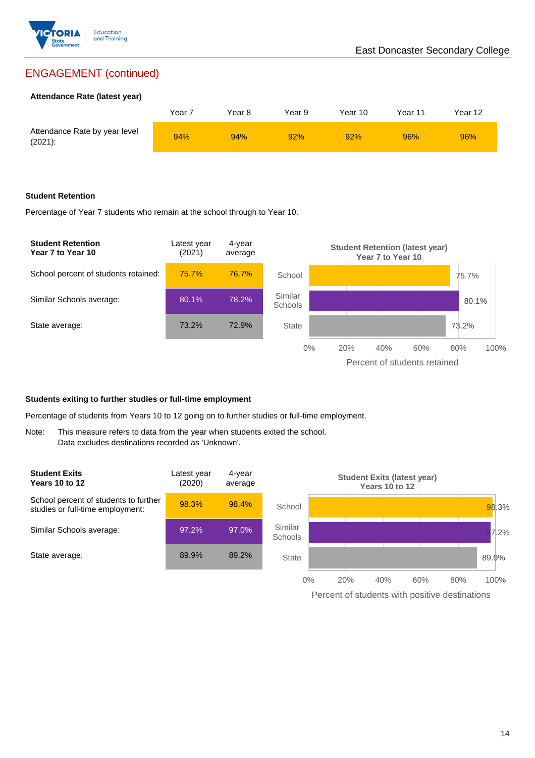## ENGAGEMENT (continued)

### Attendance Rate (latest year)

| | Year 7 | Year 8 | Year 9 | Year 10 | Year 11 | Year 12 |
|---|---|---|---|---|---|---|
| Attendance Rate by year level (2021): | 94% | 94% | 92% | 92% | 96% | 96% |

### Student Retention

Percentage of Year 7 students who remain at the school through to Year 10.

| **Student Retention Year 7 to Year 10** | Latest year (2021) | 4-year average |
|---|---|---|
| School percent of students retained: | 75.7% | 76.7% |
| Similar Schools average: | 80.1% | 78.2% |
| State average: | 73.2% | 72.9% |

**Student Retention (latest year) Year 7 to Year 10**

| | Percent of students retained |
|---|---|
| School | 75.7% |
| Similar Schools | 80.1% |
| State | 73.2% |

### Students exiting to further studies or full-time employment

Percentage of students from Years 10 to 12 going on to further studies or full-time employment.

Note: This measure refers to data from the year when students exited the school. Data excludes destinations recorded as 'Unknown'.

| **Student Exits Years 10 to 12** | Latest year (2020) | 4-year average |
|---|---|---|
| School percent of students to further studies or full-time employment: | 98.3% | 98.4% |
| Similar Schools average: | 97.2% | 97.0% |
| State average: | 89.9% | 89.2% |

**Student Exits (latest year) Years 10 to 12**

| | Percent of students with positive destinations |
|---|---|
| School | 98.3% |
| Similar Schools | 97.2% |
| State | 89.9% |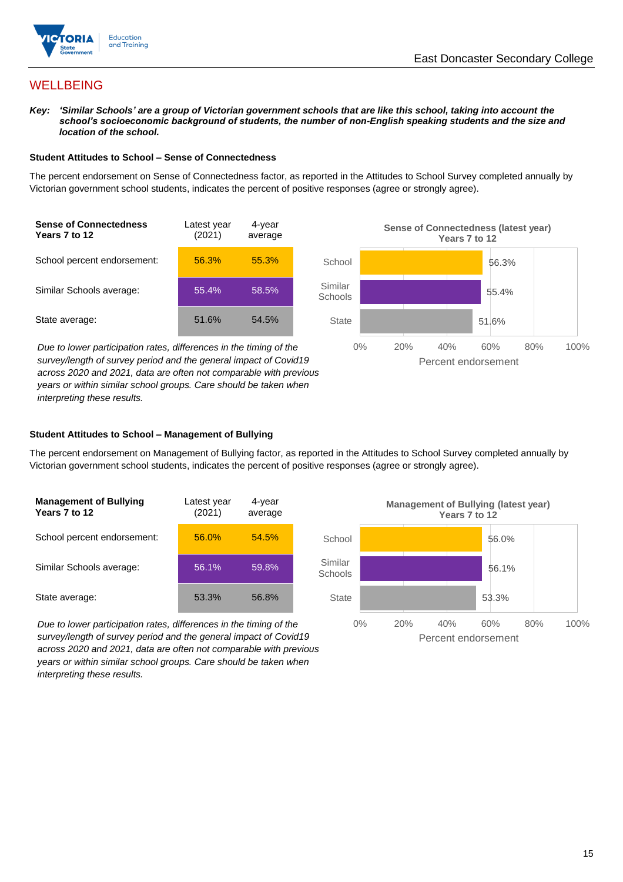## WELLBEING

***Key:*** ***'Similar Schools' are a group of Victorian government schools that are like this school, taking into account the school's socioeconomic background of students, the number of non-English speaking students and the size and location of the school.***

### Student Attitudes to School – Sense of Connectedness

The percent endorsement on Sense of Connectedness factor, as reported in the Attitudes to School Survey completed annually by Victorian government school students, indicates the percent of positive responses (agree or strongly agree).

| Sense of Connectedness Years 7 to 12 | Latest year (2021) | 4-year average |
|---|---|---|
| School percent endorsement: | 56.3% | 55.3% |
| Similar Schools average: | 55.4% | 58.5% |
| State average: | 51.6% | 54.5% |

**Sense of Connectedness (latest year) Years 7 to 12**

| | Percent endorsement |
|---|---|
| School | 56.3% |
| Similar Schools | 55.4% |
| State | 51.6% |

*Due to lower participation rates, differences in the timing of the survey/length of survey period and the general impact of Covid19 across 2020 and 2021, data are often not comparable with previous years or within similar school groups. Care should be taken when interpreting these results.*

### Student Attitudes to School – Management of Bullying

The percent endorsement on Management of Bullying factor, as reported in the Attitudes to School Survey completed annually by Victorian government school students, indicates the percent of positive responses (agree or strongly agree).

| Management of Bullying Years 7 to 12 | Latest year (2021) | 4-year average |
|---|---|---|
| School percent endorsement: | 56.0% | 54.5% |
| Similar Schools average: | 56.1% | 59.8% |
| State average: | 53.3% | 56.8% |

**Management of Bullying (latest year) Years 7 to 12**

| | Percent endorsement |
|---|---|
| School | 56.0% |
| Similar Schools | 56.1% |
| State | 53.3% |

*Due to lower participation rates, differences in the timing of the survey/length of survey period and the general impact of Covid19 across 2020 and 2021, data are often not comparable with previous years or within similar school groups. Care should be taken when interpreting these results.*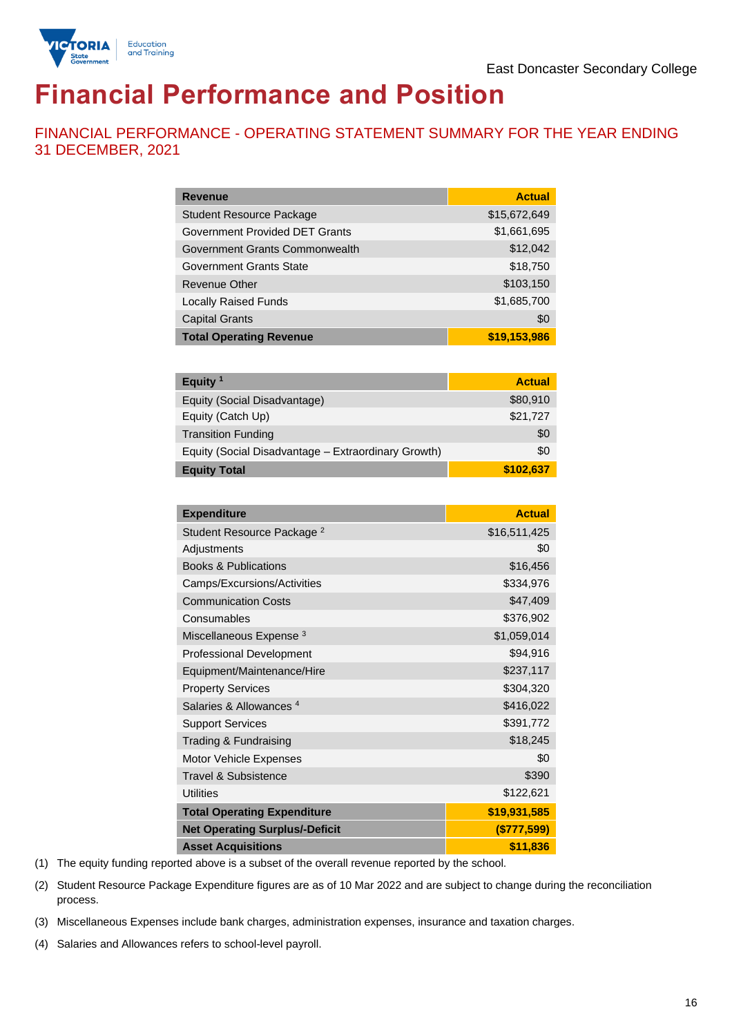East Doncaster Secondary College

# Financial Performance and Position

## FINANCIAL PERFORMANCE - OPERATING STATEMENT SUMMARY FOR THE YEAR ENDING 31 DECEMBER, 2021

| Revenue | Actual |
|---|---|
| Student Resource Package | $15,672,649 |
| Government Provided DET Grants | $1,661,695 |
| Government Grants Commonwealth | $12,042 |
| Government Grants State | $18,750 |
| Revenue Other | $103,150 |
| Locally Raised Funds | $1,685,700 |
| Capital Grants | $0 |
| **Total Operating Revenue** | **$19,153,986** |

| Equity [1] | Actual |
|---|---|
| Equity (Social Disadvantage) | $80,910 |
| Equity (Catch Up) | $21,727 |
| Transition Funding | $0 |
| Equity (Social Disadvantage – Extraordinary Growth) | $0 |
| **Equity Total** | **$102,637** |

| Expenditure | Actual |
|---|---|
| Student Resource Package [2] | $16,511,425 |
| Adjustments | $0 |
| Books & Publications | $16,456 |
| Camps/Excursions/Activities | $334,976 |
| Communication Costs | $47,409 |
| Consumables | $376,902 |
| Miscellaneous Expense [3] | $1,059,014 |
| Professional Development | $94,916 |
| Equipment/Maintenance/Hire | $237,117 |
| Property Services | $304,320 |
| Salaries & Allowances [4] | $416,022 |
| Support Services | $391,772 |
| Trading & Fundraising | $18,245 |
| Motor Vehicle Expenses | $0 |
| Travel & Subsistence | $390 |
| Utilities | $122,621 |
| **Total Operating Expenditure** | **$19,931,585** |
| **Net Operating Surplus/-Deficit** | **($777,599)** |
| **Asset Acquisitions** | **$11,836** |

(1) The equity funding reported above is a subset of the overall revenue reported by the school.

(2) Student Resource Package Expenditure figures are as of 10 Mar 2022 and are subject to change during the reconciliation process.

(3) Miscellaneous Expenses include bank charges, administration expenses, insurance and taxation charges.

(4) Salaries and Allowances refers to school-level payroll.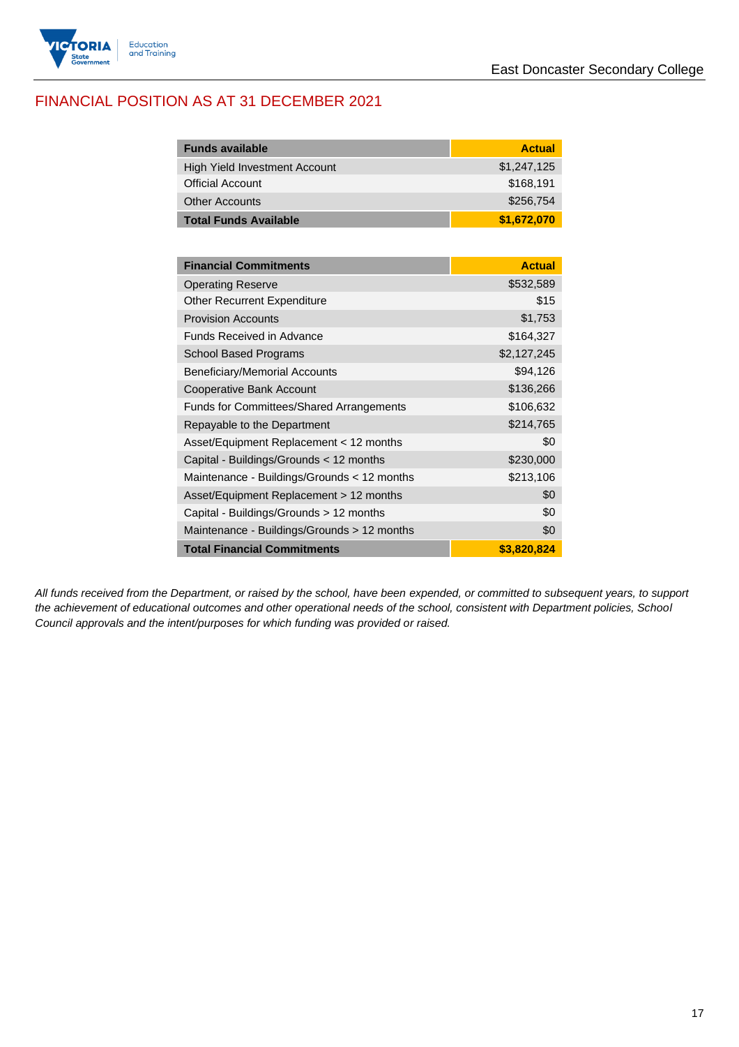## FINANCIAL POSITION AS AT 31 DECEMBER 2021

| Funds available | Actual |
|---|---|
| High Yield Investment Account | $1,247,125 |
| Official Account | $168,191 |
| Other Accounts | $256,754 |
| **Total Funds Available** | **$1,672,070** |

| Financial Commitments | Actual |
|---|---|
| Operating Reserve | $532,589 |
| Other Recurrent Expenditure | $15 |
| Provision Accounts | $1,753 |
| Funds Received in Advance | $164,327 |
| School Based Programs | $2,127,245 |
| Beneficiary/Memorial Accounts | $94,126 |
| Cooperative Bank Account | $136,266 |
| Funds for Committees/Shared Arrangements | $106,632 |
| Repayable to the Department | $214,765 |
| Asset/Equipment Replacement < 12 months | $0 |
| Capital - Buildings/Grounds < 12 months | $230,000 |
| Maintenance - Buildings/Grounds < 12 months | $213,106 |
| Asset/Equipment Replacement > 12 months | $0 |
| Capital - Buildings/Grounds > 12 months | $0 |
| Maintenance - Buildings/Grounds > 12 months | $0 |
| **Total Financial Commitments** | **$3,820,824** |

*All funds received from the Department, or raised by the school, have been expended, or committed to subsequent years, to support the achievement of educational outcomes and other operational needs of the school, consistent with Department policies, School Council approvals and the intent/purposes for which funding was provided or raised.*